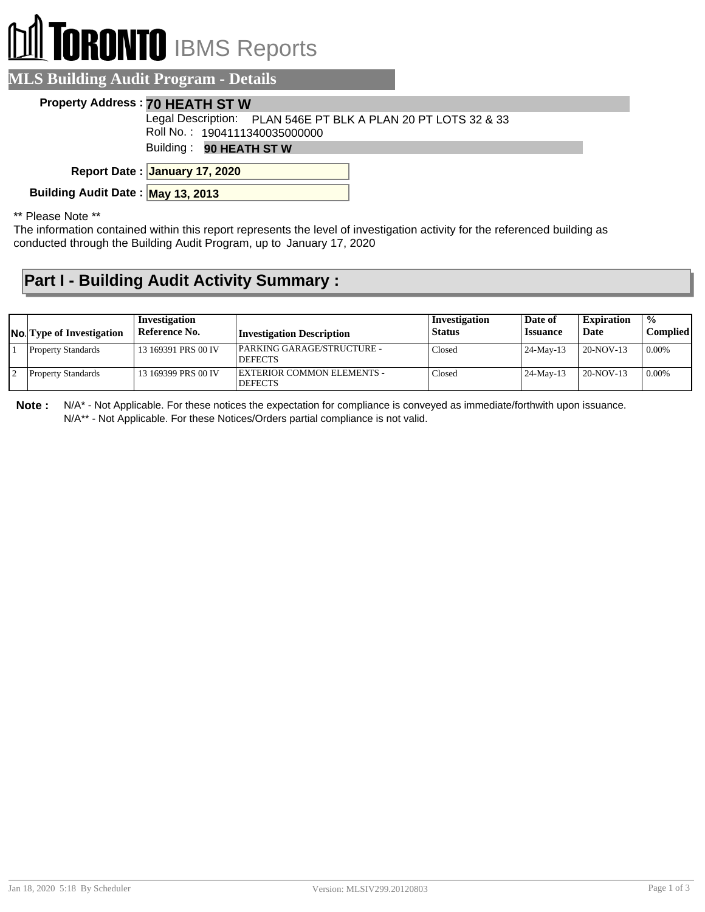TORONTO IBMS Reports

## MLS Building Audit Program - Details

**Property Address :** **70 HEATH ST W**

Legal Description: PLAN 546E PT BLK A PLAN 20 PT LOTS 32 & 33

Roll No. : 1904111340035000000

Building : **90 HEATH ST W**

**Report Date :** **January 17, 2020**

**Building Audit Date :** **May 13, 2013**

** Please Note **

The information contained within this report represents the level of investigation activity for the referenced building as conducted through the Building Audit Program, up to January 17, 2020

## Part I - Building Audit Activity Summary :

| No. | Type of Investigation | Investigation Reference No. | Investigation Description | Investigation Status | Date of Issuance | Expiration Date | % Complied |
|---|---|---|---|---|---|---|---|
| 1 | Property Standards | 13 169391 PRS 00 IV | PARKING GARAGE/STRUCTURE - DEFECTS | Closed | 24-May-13 | 20-NOV-13 | 0.00% |
| 2 | Property Standards | 13 169399 PRS 00 IV | EXTERIOR COMMON ELEMENTS - DEFECTS | Closed | 24-May-13 | 20-NOV-13 | 0.00% |

**Note :** N/A* - Not Applicable. For these notices the expectation for compliance is conveyed as immediate/forthwith upon issuance.
N/A** - Not Applicable. For these Notices/Orders partial compliance is not valid.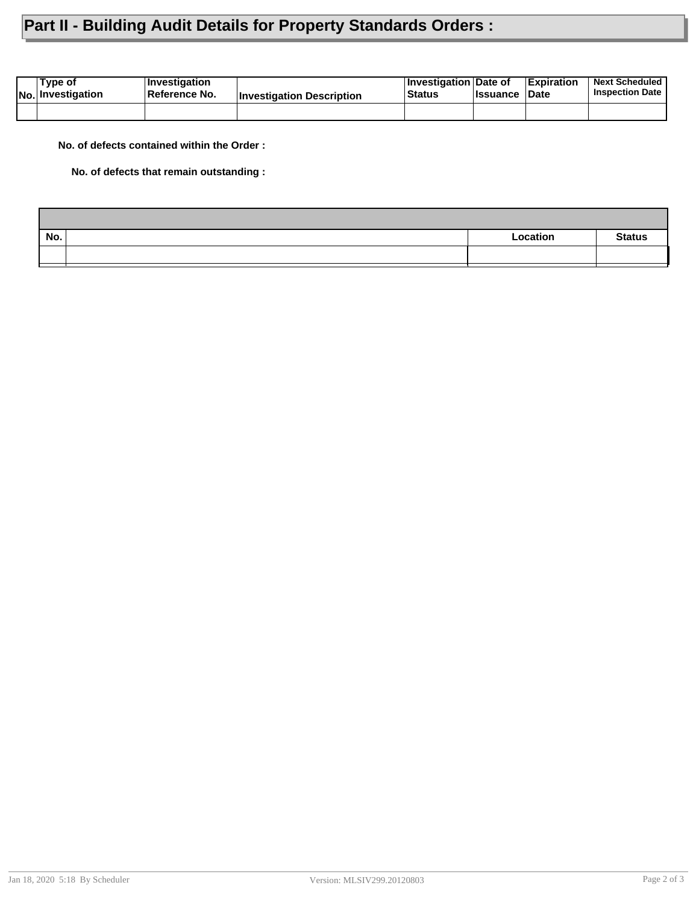# Part II - Building Audit Details for Property Standards Orders :

| No. | Type of Investigation | Investigation Reference No. | Investigation Description | Investigation Status | Date of Issuance | Expiration Date | Next Scheduled Inspection Date |
|---|---|---|---|---|---|---|---|
| | | | | | | | |

**No. of defects contained within the Order :**

**No. of defects that remain outstanding :**

| No. | | Location | Status |
|---|---|---|---|
| | | | |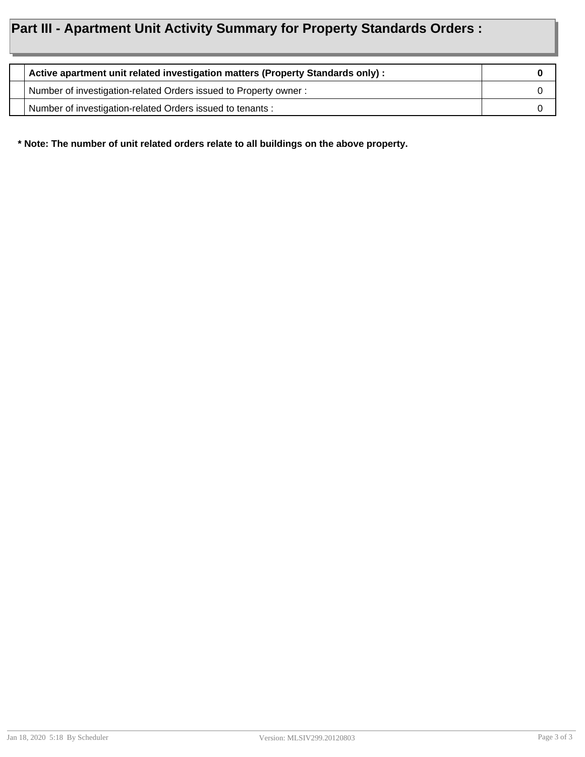# Part III - Apartment Unit Activity Summary for Property Standards Orders :

| | | |
|---|---|---|
| | **Active apartment unit related investigation matters (Property Standards only) :** | **0** |
| | Number of investigation-related Orders issued to Property owner : | 0 |
| | Number of investigation-related Orders issued to tenants : | 0 |

**\* Note: The number of unit related orders relate to all buildings on the above property.**

Jan 18, 2020 5:18 By Scheduler Version: MLSIV299.20120803